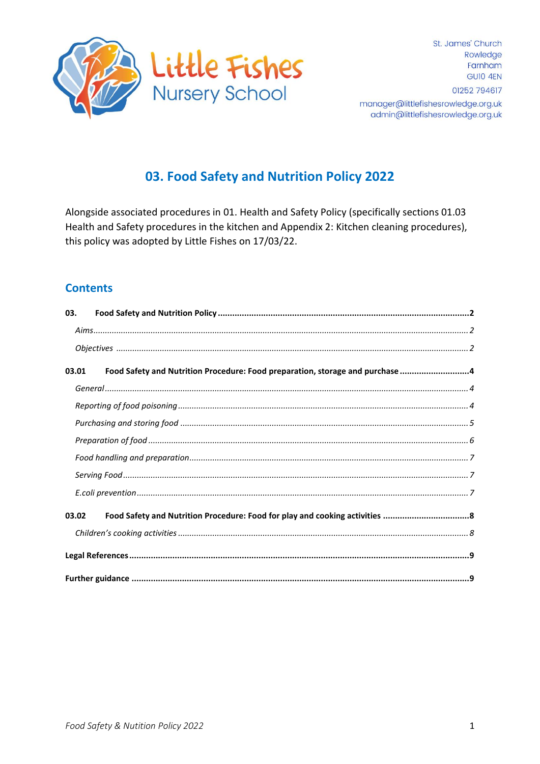Little Fishes Nursery School

St. James' Church
Rowledge
Farnham
GU10 4EN

01252 794617

manager@littlefishesrowledge.org.uk
admin@littlefishesrowledge.org.uk

# 03. Food Safety and Nutrition Policy 2022

Alongside associated procedures in 01. Health and Safety Policy (specifically sections 01.03 Health and Safety procedures in the kitchen and Appendix 2: Kitchen cleaning procedures), this policy was adopted by Little Fishes on 17/03/22.

## Contents

**03. Food Safety and Nutrition Policy** .......... **2**

*Aims* .......... *2*

*Objectives* .......... *2*

**03.01 Food Safety and Nutrition Procedure: Food preparation, storage and purchase** .......... **4**

*General* .......... *4*

*Reporting of food poisoning* .......... *4*

*Purchasing and storing food* .......... *5*

*Preparation of food* .......... *6*

*Food handling and preparation* .......... *7*

*Serving Food* .......... *7*

*E.coli prevention* .......... *7*

**03.02 Food Safety and Nutrition Procedure: Food for play and cooking activities** .......... **8**

*Children's cooking activities* .......... *8*

**Legal References** .......... **9**

**Further guidance** .......... **9**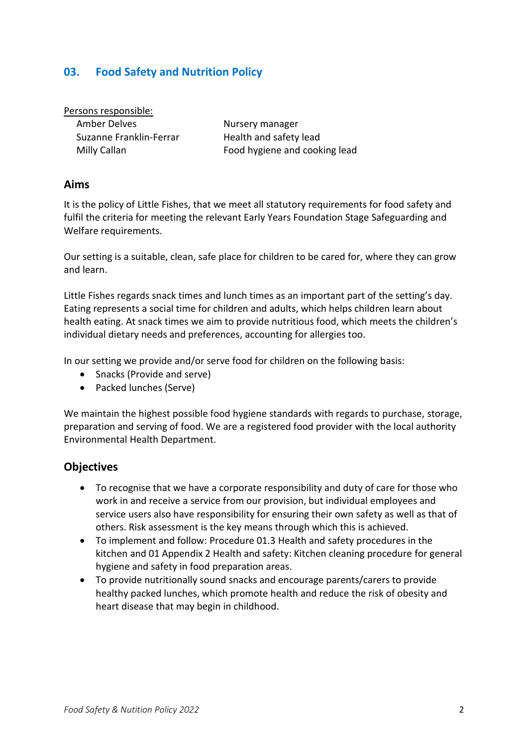## 03. Food Safety and Nutrition Policy

Persons responsible:

| | |
|---|---|
| Amber Delves | Nursery manager |
| Suzanne Franklin-Ferrar | Health and safety lead |
| Milly Callan | Food hygiene and cooking lead |

### Aims

It is the policy of Little Fishes, that we meet all statutory requirements for food safety and fulfil the criteria for meeting the relevant Early Years Foundation Stage Safeguarding and Welfare requirements.

Our setting is a suitable, clean, safe place for children to be cared for, where they can grow and learn.

Little Fishes regards snack times and lunch times as an important part of the setting's day. Eating represents a social time for children and adults, which helps children learn about health eating. At snack times we aim to provide nutritious food, which meets the children's individual dietary needs and preferences, accounting for allergies too.

In our setting we provide and/or serve food for children on the following basis:

- Snacks (Provide and serve)
- Packed lunches (Serve)

We maintain the highest possible food hygiene standards with regards to purchase, storage, preparation and serving of food. We are a registered food provider with the local authority Environmental Health Department.

### Objectives

- To recognise that we have a corporate responsibility and duty of care for those who work in and receive a service from our provision, but individual employees and service users also have responsibility for ensuring their own safety as well as that of others. Risk assessment is the key means through which this is achieved.
- To implement and follow: Procedure 01.3 Health and safety procedures in the kitchen and 01 Appendix 2 Health and safety: Kitchen cleaning procedure for general hygiene and safety in food preparation areas.
- To provide nutritionally sound snacks and encourage parents/carers to provide healthy packed lunches, which promote health and reduce the risk of obesity and heart disease that may begin in childhood.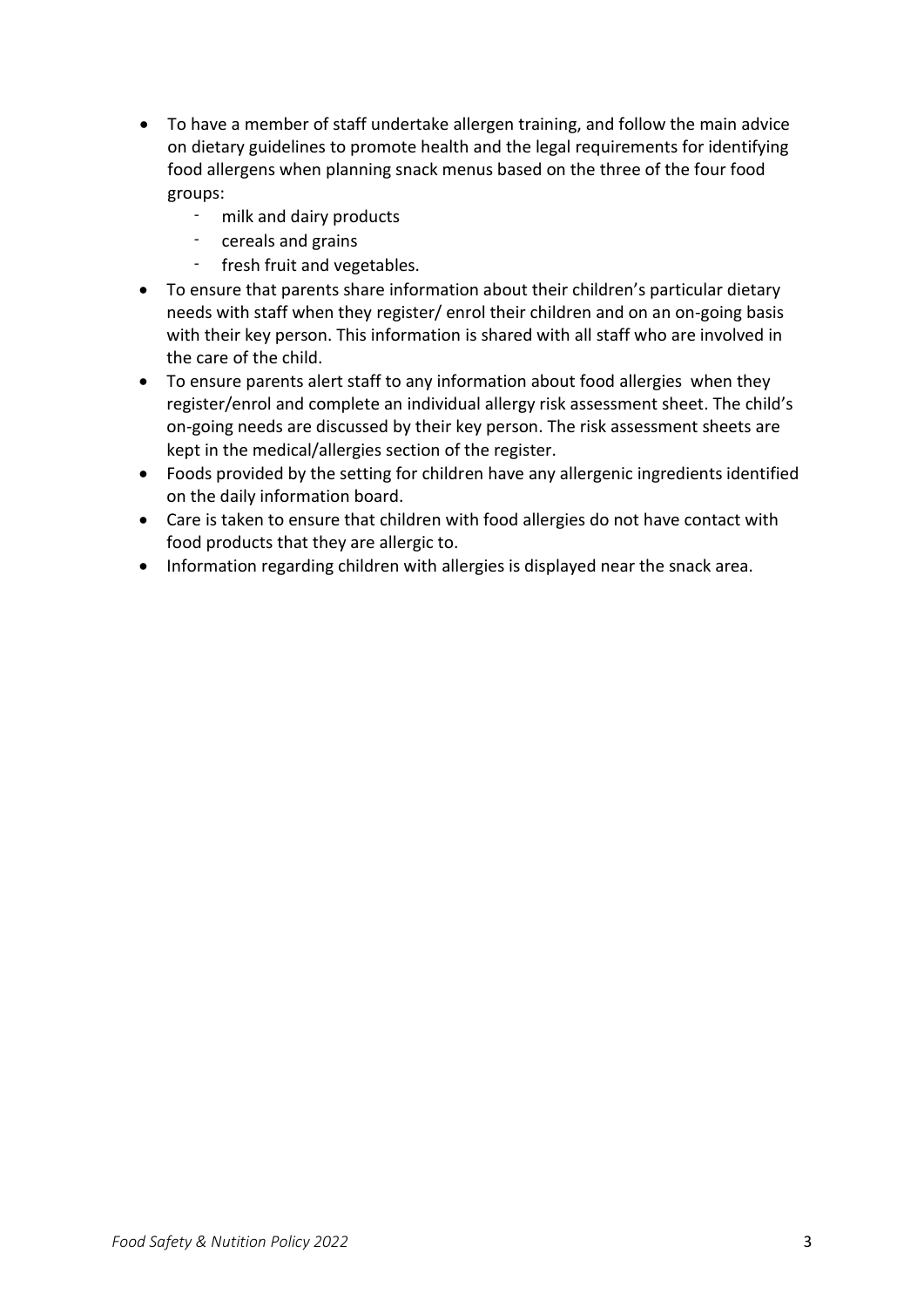- To have a member of staff undertake allergen training, and follow the main advice on dietary guidelines to promote health and the legal requirements for identifying food allergens when planning snack menus based on the three of the four food groups:
  - milk and dairy products
  - cereals and grains
  - fresh fruit and vegetables.
- To ensure that parents share information about their children's particular dietary needs with staff when they register/ enrol their children and on an on-going basis with their key person. This information is shared with all staff who are involved in the care of the child.
- To ensure parents alert staff to any information about food allergies when they register/enrol and complete an individual allergy risk assessment sheet. The child's on-going needs are discussed by their key person. The risk assessment sheets are kept in the medical/allergies section of the register.
- Foods provided by the setting for children have any allergenic ingredients identified on the daily information board.
- Care is taken to ensure that children with food allergies do not have contact with food products that they are allergic to.
- Information regarding children with allergies is displayed near the snack area.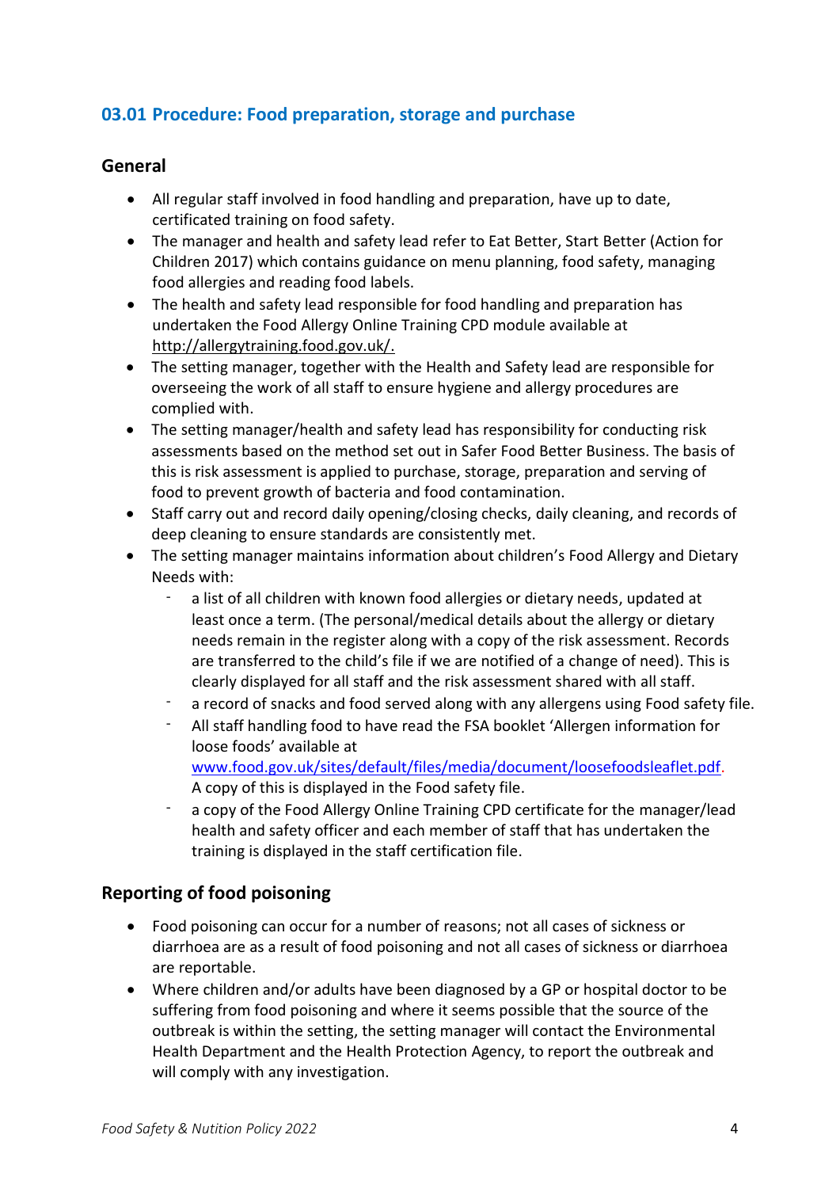## 03.01 Procedure: Food preparation, storage and purchase

### General

- All regular staff involved in food handling and preparation, have up to date, certificated training on food safety.
- The manager and health and safety lead refer to Eat Better, Start Better (Action for Children 2017) which contains guidance on menu planning, food safety, managing food allergies and reading food labels.
- The health and safety lead responsible for food handling and preparation has undertaken the Food Allergy Online Training CPD module available at http://allergytraining.food.gov.uk/.
- The setting manager, together with the Health and Safety lead are responsible for overseeing the work of all staff to ensure hygiene and allergy procedures are complied with.
- The setting manager/health and safety lead has responsibility for conducting risk assessments based on the method set out in Safer Food Better Business. The basis of this is risk assessment is applied to purchase, storage, preparation and serving of food to prevent growth of bacteria and food contamination.
- Staff carry out and record daily opening/closing checks, daily cleaning, and records of deep cleaning to ensure standards are consistently met.
- The setting manager maintains information about children's Food Allergy and Dietary Needs with:
    - a list of all children with known food allergies or dietary needs, updated at least once a term. (The personal/medical details about the allergy or dietary needs remain in the register along with a copy of the risk assessment. Records are transferred to the child's file if we are notified of a change of need). This is clearly displayed for all staff and the risk assessment shared with all staff.
    - a record of snacks and food served along with any allergens using Food safety file.
    - All staff handling food to have read the FSA booklet 'Allergen information for loose foods' available at www.food.gov.uk/sites/default/files/media/document/loosefoodsleaflet.pdf. A copy of this is displayed in the Food safety file.
    - a copy of the Food Allergy Online Training CPD certificate for the manager/lead health and safety officer and each member of staff that has undertaken the training is displayed in the staff certification file.

### Reporting of food poisoning

- Food poisoning can occur for a number of reasons; not all cases of sickness or diarrhoea are as a result of food poisoning and not all cases of sickness or diarrhoea are reportable.
- Where children and/or adults have been diagnosed by a GP or hospital doctor to be suffering from food poisoning and where it seems possible that the source of the outbreak is within the setting, the setting manager will contact the Environmental Health Department and the Health Protection Agency, to report the outbreak and will comply with any investigation.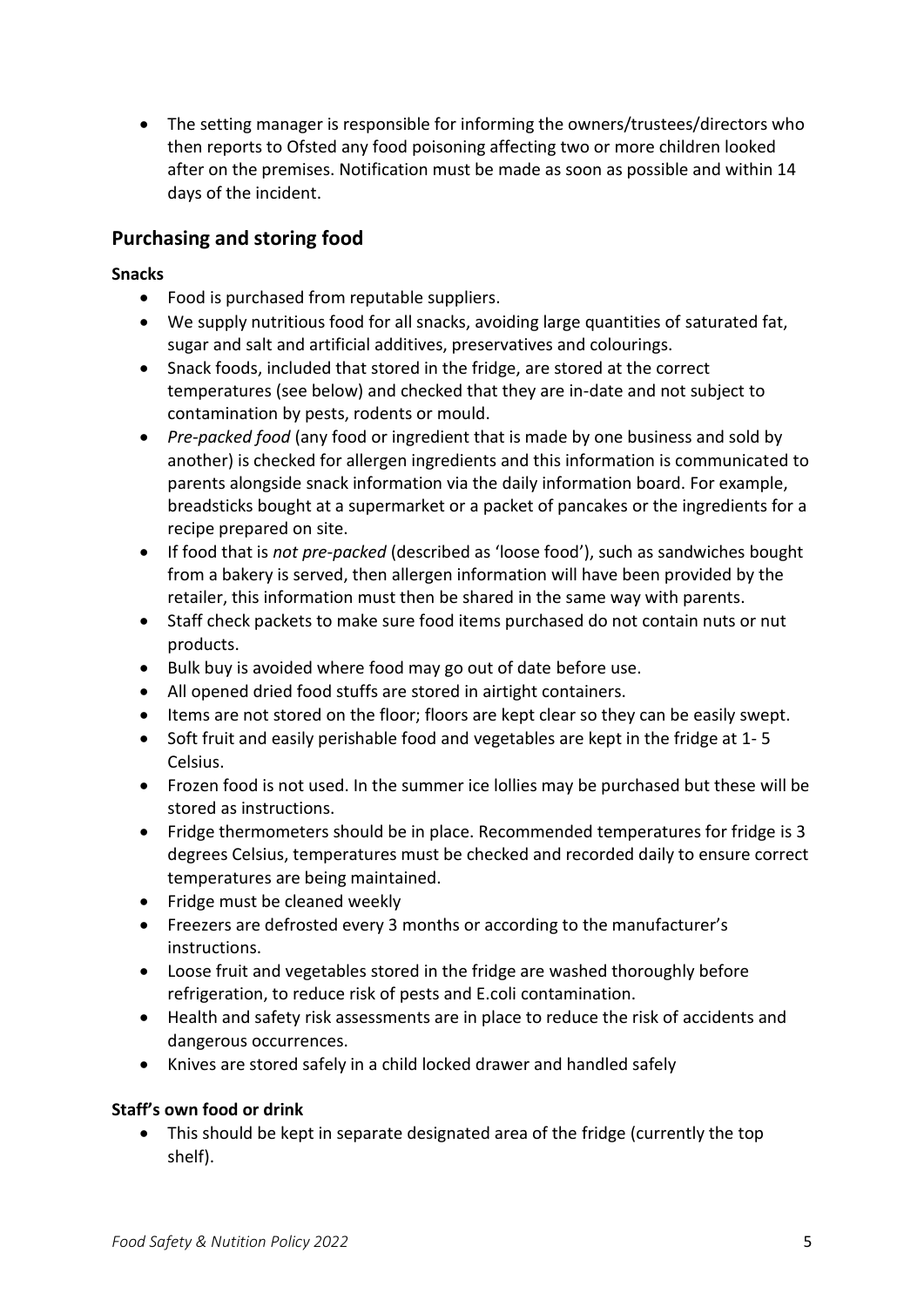- The setting manager is responsible for informing the owners/trustees/directors who then reports to Ofsted any food poisoning affecting two or more children looked after on the premises. Notification must be made as soon as possible and within 14 days of the incident.

## Purchasing and storing food

**Snacks**

- Food is purchased from reputable suppliers.
- We supply nutritious food for all snacks, avoiding large quantities of saturated fat, sugar and salt and artificial additives, preservatives and colourings.
- Snack foods, included that stored in the fridge, are stored at the correct temperatures (see below) and checked that they are in-date and not subject to contamination by pests, rodents or mould.
- *Pre-packed food* (any food or ingredient that is made by one business and sold by another) is checked for allergen ingredients and this information is communicated to parents alongside snack information via the daily information board. For example, breadsticks bought at a supermarket or a packet of pancakes or the ingredients for a recipe prepared on site.
- If food that is *not pre-packed* (described as 'loose food'), such as sandwiches bought from a bakery is served, then allergen information will have been provided by the retailer, this information must then be shared in the same way with parents.
- Staff check packets to make sure food items purchased do not contain nuts or nut products.
- Bulk buy is avoided where food may go out of date before use.
- All opened dried food stuffs are stored in airtight containers.
- Items are not stored on the floor; floors are kept clear so they can be easily swept.
- Soft fruit and easily perishable food and vegetables are kept in the fridge at 1- 5 Celsius.
- Frozen food is not used. In the summer ice lollies may be purchased but these will be stored as instructions.
- Fridge thermometers should be in place. Recommended temperatures for fridge is 3 degrees Celsius, temperatures must be checked and recorded daily to ensure correct temperatures are being maintained.
- Fridge must be cleaned weekly
- Freezers are defrosted every 3 months or according to the manufacturer's instructions.
- Loose fruit and vegetables stored in the fridge are washed thoroughly before refrigeration, to reduce risk of pests and E.coli contamination.
- Health and safety risk assessments are in place to reduce the risk of accidents and dangerous occurrences.
- Knives are stored safely in a child locked drawer and handled safely

**Staff's own food or drink**

- This should be kept in separate designated area of the fridge (currently the top shelf).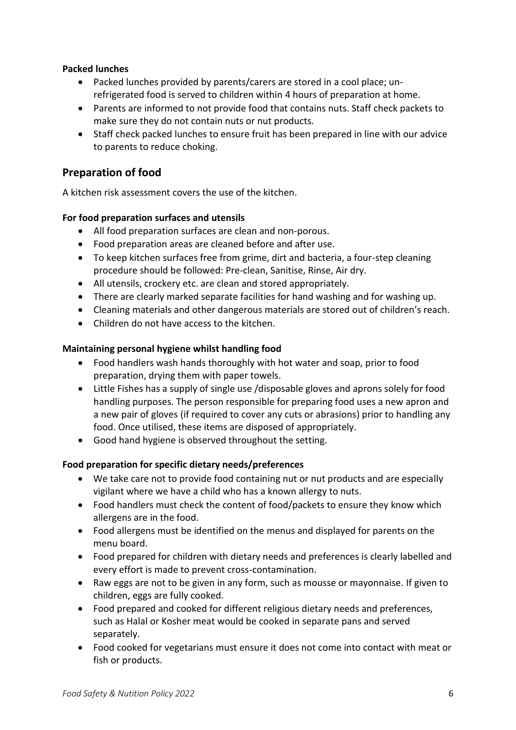**Packed lunches**

- Packed lunches provided by parents/carers are stored in a cool place; un-refrigerated food is served to children within 4 hours of preparation at home.
- Parents are informed to not provide food that contains nuts. Staff check packets to make sure they do not contain nuts or nut products.
- Staff check packed lunches to ensure fruit has been prepared in line with our advice to parents to reduce choking.

## Preparation of food

A kitchen risk assessment covers the use of the kitchen.

**For food preparation surfaces and utensils**

- All food preparation surfaces are clean and non-porous.
- Food preparation areas are cleaned before and after use.
- To keep kitchen surfaces free from grime, dirt and bacteria, a four-step cleaning procedure should be followed: Pre-clean, Sanitise, Rinse, Air dry.
- All utensils, crockery etc. are clean and stored appropriately.
- There are clearly marked separate facilities for hand washing and for washing up.
- Cleaning materials and other dangerous materials are stored out of children's reach.
- Children do not have access to the kitchen.

**Maintaining personal hygiene whilst handling food**

- Food handlers wash hands thoroughly with hot water and soap, prior to food preparation, drying them with paper towels.
- Little Fishes has a supply of single use /disposable gloves and aprons solely for food handling purposes. The person responsible for preparing food uses a new apron and a new pair of gloves (if required to cover any cuts or abrasions) prior to handling any food. Once utilised, these items are disposed of appropriately.
- Good hand hygiene is observed throughout the setting.

**Food preparation for specific dietary needs/preferences**

- We take care not to provide food containing nut or nut products and are especially vigilant where we have a child who has a known allergy to nuts.
- Food handlers must check the content of food/packets to ensure they know which allergens are in the food.
- Food allergens must be identified on the menus and displayed for parents on the menu board.
- Food prepared for children with dietary needs and preferences is clearly labelled and every effort is made to prevent cross-contamination.
- Raw eggs are not to be given in any form, such as mousse or mayonnaise. If given to children, eggs are fully cooked.
- Food prepared and cooked for different religious dietary needs and preferences, such as Halal or Kosher meat would be cooked in separate pans and served separately.
- Food cooked for vegetarians must ensure it does not come into contact with meat or fish or products.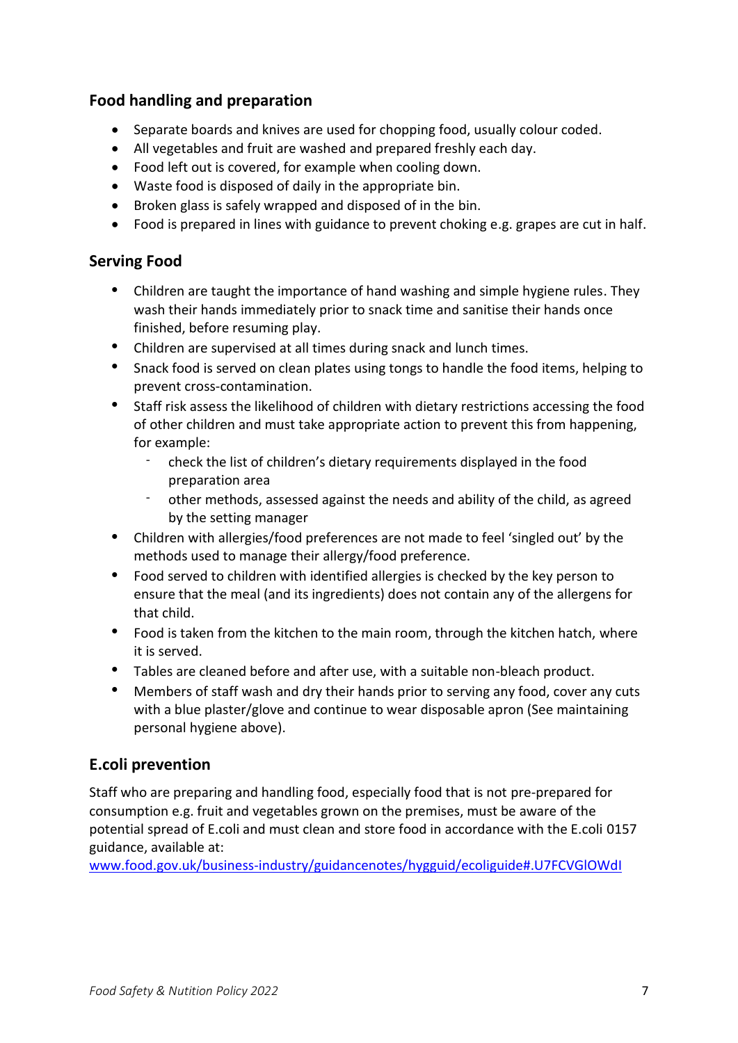## Food handling and preparation

- Separate boards and knives are used for chopping food, usually colour coded.
- All vegetables and fruit are washed and prepared freshly each day.
- Food left out is covered, for example when cooling down.
- Waste food is disposed of daily in the appropriate bin.
- Broken glass is safely wrapped and disposed of in the bin.
- Food is prepared in lines with guidance to prevent choking e.g. grapes are cut in half.

## Serving Food

- Children are taught the importance of hand washing and simple hygiene rules. They wash their hands immediately prior to snack time and sanitise their hands once finished, before resuming play.
- Children are supervised at all times during snack and lunch times.
- Snack food is served on clean plates using tongs to handle the food items, helping to prevent cross-contamination.
- Staff risk assess the likelihood of children with dietary restrictions accessing the food of other children and must take appropriate action to prevent this from happening, for example:
    - check the list of children's dietary requirements displayed in the food preparation area
    - other methods, assessed against the needs and ability of the child, as agreed by the setting manager
- Children with allergies/food preferences are not made to feel 'singled out' by the methods used to manage their allergy/food preference.
- Food served to children with identified allergies is checked by the key person to ensure that the meal (and its ingredients) does not contain any of the allergens for that child.
- Food is taken from the kitchen to the main room, through the kitchen hatch, where it is served.
- Tables are cleaned before and after use, with a suitable non-bleach product.
- Members of staff wash and dry their hands prior to serving any food, cover any cuts with a blue plaster/glove and continue to wear disposable apron (See maintaining personal hygiene above).

## E.coli prevention

Staff who are preparing and handling food, especially food that is not pre-prepared for consumption e.g. fruit and vegetables grown on the premises, must be aware of the potential spread of E.coli and must clean and store food in accordance with the E.coli 0157 guidance, available at:
www.food.gov.uk/business-industry/guidancenotes/hygguid/ecoliguide#.U7FCVGlOWdI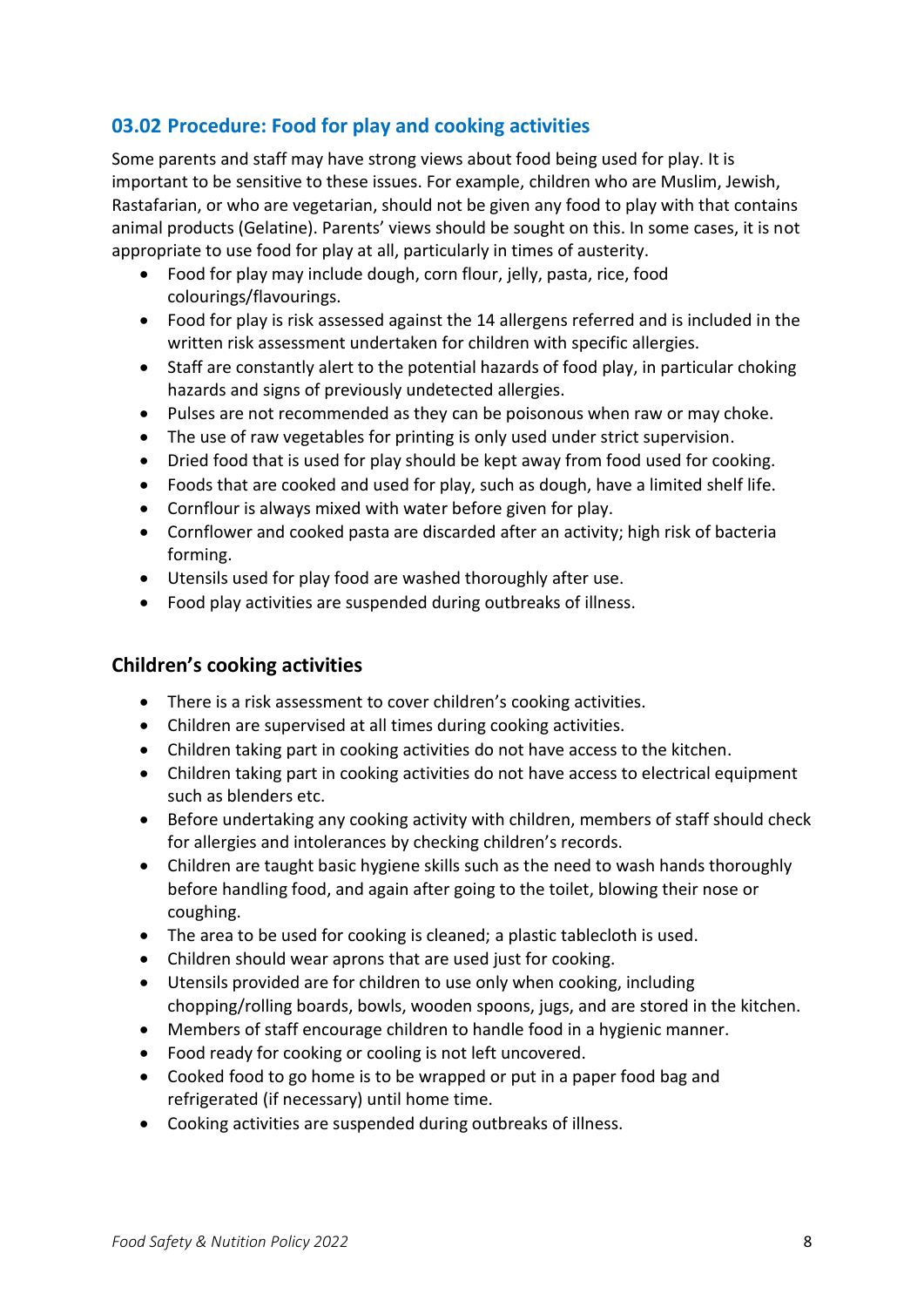## 03.02 Procedure: Food for play and cooking activities

Some parents and staff may have strong views about food being used for play. It is important to be sensitive to these issues. For example, children who are Muslim, Jewish, Rastafarian, or who are vegetarian, should not be given any food to play with that contains animal products (Gelatine). Parents' views should be sought on this. In some cases, it is not appropriate to use food for play at all, particularly in times of austerity.

- Food for play may include dough, corn flour, jelly, pasta, rice, food colourings/flavourings.
- Food for play is risk assessed against the 14 allergens referred and is included in the written risk assessment undertaken for children with specific allergies.
- Staff are constantly alert to the potential hazards of food play, in particular choking hazards and signs of previously undetected allergies.
- Pulses are not recommended as they can be poisonous when raw or may choke.
- The use of raw vegetables for printing is only used under strict supervision.
- Dried food that is used for play should be kept away from food used for cooking.
- Foods that are cooked and used for play, such as dough, have a limited shelf life.
- Cornflour is always mixed with water before given for play.
- Cornflower and cooked pasta are discarded after an activity; high risk of bacteria forming.
- Utensils used for play food are washed thoroughly after use.
- Food play activities are suspended during outbreaks of illness.

### Children's cooking activities

- There is a risk assessment to cover children's cooking activities.
- Children are supervised at all times during cooking activities.
- Children taking part in cooking activities do not have access to the kitchen.
- Children taking part in cooking activities do not have access to electrical equipment such as blenders etc.
- Before undertaking any cooking activity with children, members of staff should check for allergies and intolerances by checking children's records.
- Children are taught basic hygiene skills such as the need to wash hands thoroughly before handling food, and again after going to the toilet, blowing their nose or coughing.
- The area to be used for cooking is cleaned; a plastic tablecloth is used.
- Children should wear aprons that are used just for cooking.
- Utensils provided are for children to use only when cooking, including chopping/rolling boards, bowls, wooden spoons, jugs, and are stored in the kitchen.
- Members of staff encourage children to handle food in a hygienic manner.
- Food ready for cooking or cooling is not left uncovered.
- Cooked food to go home is to be wrapped or put in a paper food bag and refrigerated (if necessary) until home time.
- Cooking activities are suspended during outbreaks of illness.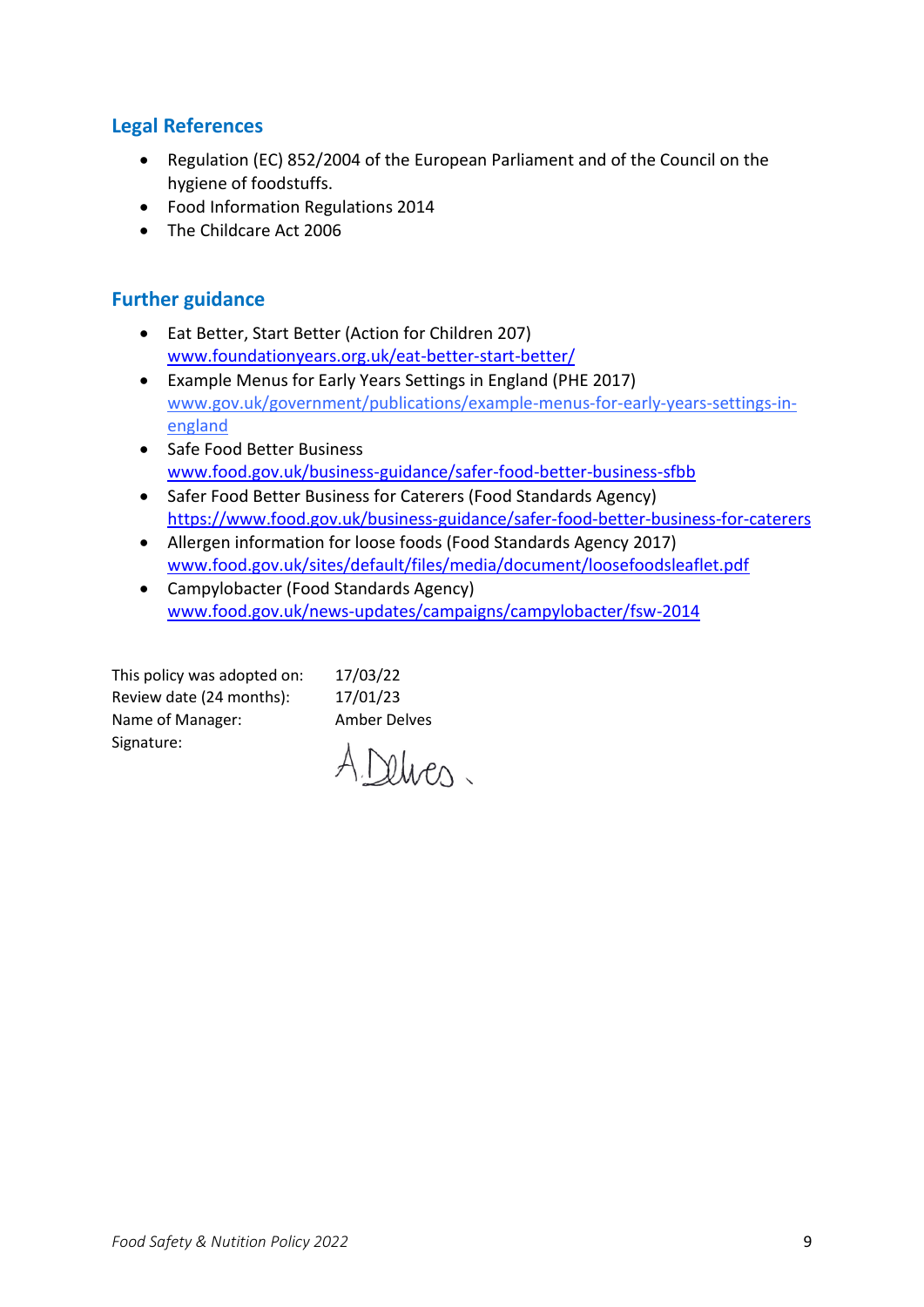## Legal References

- Regulation (EC) 852/2004 of the European Parliament and of the Council on the hygiene of foodstuffs.
- Food Information Regulations 2014
- The Childcare Act 2006

## Further guidance

- Eat Better, Start Better (Action for Children 207) [www.foundationyears.org.uk/eat-better-start-better/](www.foundationyears.org.uk/eat-better-start-better/)
- Example Menus for Early Years Settings in England (PHE 2017) [www.gov.uk/government/publications/example-menus-for-early-years-settings-in-england](www.gov.uk/government/publications/example-menus-for-early-years-settings-in-england)
- Safe Food Better Business [www.food.gov.uk/business-guidance/safer-food-better-business-sfbb](www.food.gov.uk/business-guidance/safer-food-better-business-sfbb)
- Safer Food Better Business for Caterers (Food Standards Agency) [https://www.food.gov.uk/business-guidance/safer-food-better-business-for-caterers](https://www.food.gov.uk/business-guidance/safer-food-better-business-for-caterers)
- Allergen information for loose foods (Food Standards Agency 2017) [www.food.gov.uk/sites/default/files/media/document/loosefoodsleaflet.pdf](www.food.gov.uk/sites/default/files/media/document/loosefoodsleaflet.pdf)
- Campylobacter (Food Standards Agency) [www.food.gov.uk/news-updates/campaigns/campylobacter/fsw-2014](www.food.gov.uk/news-updates/campaigns/campylobacter/fsw-2014)

| | |
|---|---|
| This policy was adopted on: | 17/03/22 |
| Review date (24 months): | 17/01/23 |
| Name of Manager: | Amber Delves |
| Signature: | A.Delves. |